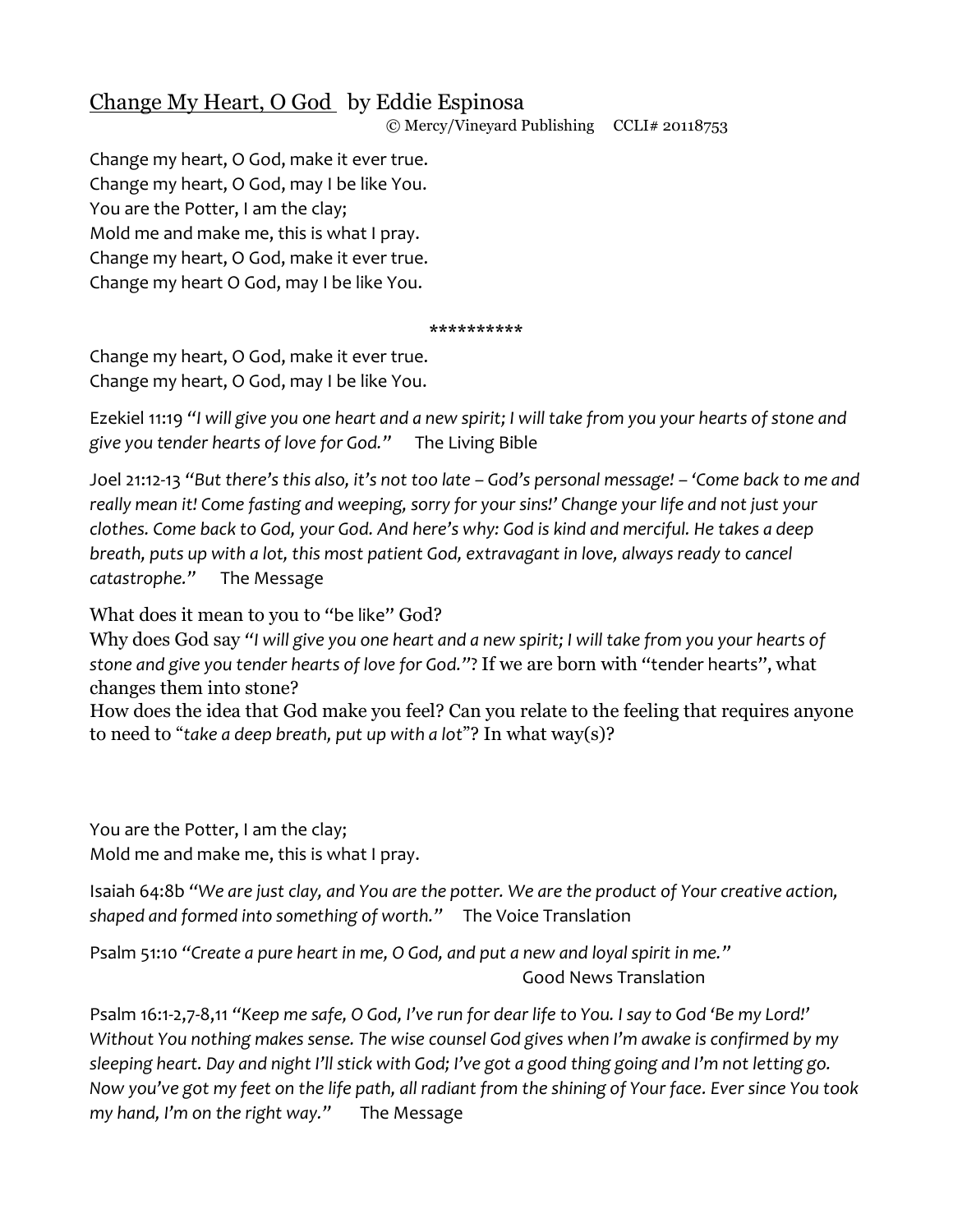<u>Change My Heart, O God</u> by Eddie Espinosa

© Mercy/Vineyard Publishing CCLI# 20118753

Change my heart, O God, make it ever true.
Change my heart, O God, may I be like You.
You are the Potter, I am the clay;
Mold me and make me, this is what I pray.
Change my heart, O God, make it ever true.
Change my heart O God, may I be like You.

**********

Change my heart, O God, make it ever true.
Change my heart, O God, may I be like You.

Ezekiel 11:19 *"I will give you one heart and a new spirit; I will take from you your hearts of stone and give you tender hearts of love for God."* The Living Bible

Joel 21:12-13 *"But there's this also, it's not too late – God's personal message! – 'Come back to me and really mean it! Come fasting and weeping, sorry for your sins!' Change your life and not just your clothes. Come back to God, your God. And here's why: God is kind and merciful. He takes a deep breath, puts up with a lot, this most patient God, extravagant in love, always ready to cancel catastrophe."* The Message

What does it mean to you to "be like" God?
Why does God say *"I will give you one heart and a new spirit; I will take from you your hearts of stone and give you tender hearts of love for God."*? If we are born with "tender hearts", what changes them into stone?
How does the idea that God make you feel? Can you relate to the feeling that requires anyone to need to "*take a deep breath, put up with a lot*"? In what way(s)?

You are the Potter, I am the clay;
Mold me and make me, this is what I pray.

Isaiah 64:8b *"We are just clay, and You are the potter. We are the product of Your creative action, shaped and formed into something of worth."* The Voice Translation

Psalm 51:10 *"Create a pure heart in me, O God, and put a new and loyal spirit in me."* Good News Translation

Psalm 16:1-2,7-8,11 *"Keep me safe, O God, I've run for dear life to You. I say to God 'Be my Lord!' Without You nothing makes sense. The wise counsel God gives when I'm awake is confirmed by my sleeping heart. Day and night I'll stick with God; I've got a good thing going and I'm not letting go. Now you've got my feet on the life path, all radiant from the shining of Your face. Ever since You took my hand, I'm on the right way."* The Message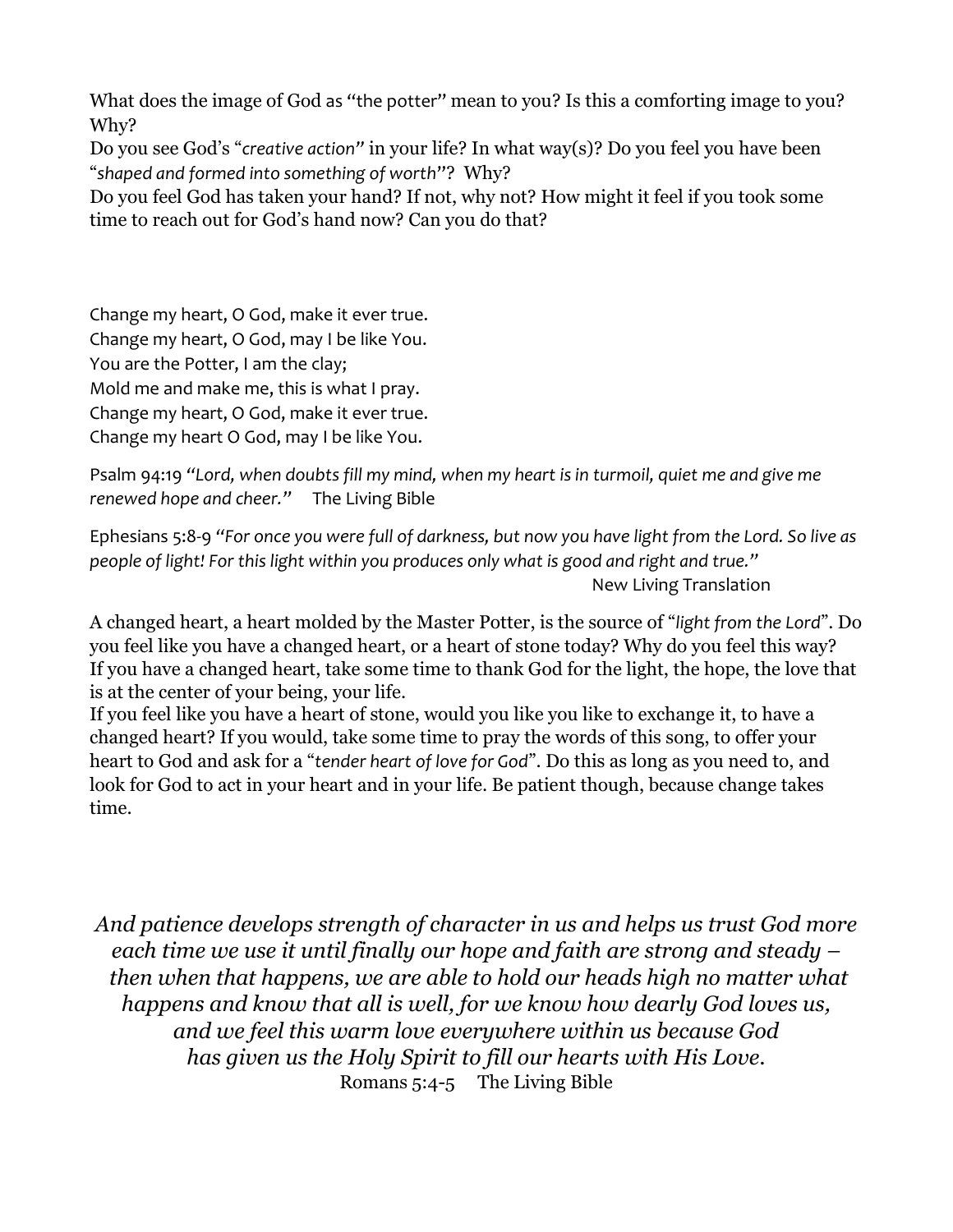What does the image of God as "the potter" mean to you? Is this a comforting image to you? Why?
Do you see God's "*creative action*" in your life? In what way(s)? Do you feel you have been "*shaped and formed into something of worth*"? Why?
Do you feel God has taken your hand? If not, why not? How might it feel if you took some time to reach out for God's hand now? Can you do that?

Change my heart, O God, make it ever true.
Change my heart, O God, may I be like You.
You are the Potter, I am the clay;
Mold me and make me, this is what I pray.
Change my heart, O God, make it ever true.
Change my heart O God, may I be like You.

Psalm 94:19 *"Lord, when doubts fill my mind, when my heart is in turmoil, quiet me and give me renewed hope and cheer."* The Living Bible

Ephesians 5:8-9 *"For once you were full of darkness, but now you have light from the Lord. So live as people of light! For this light within you produces only what is good and right and true."* New Living Translation

A changed heart, a heart molded by the Master Potter, is the source of "*light from the Lord*". Do you feel like you have a changed heart, or a heart of stone today? Why do you feel this way? If you have a changed heart, take some time to thank God for the light, the hope, the love that is at the center of your being, your life.
If you feel like you have a heart of stone, would you like you like to exchange it, to have a changed heart? If you would, take some time to pray the words of this song, to offer your heart to God and ask for a "*tender heart of love for God*". Do this as long as you need to, and look for God to act in your heart and in your life. Be patient though, because change takes time.

*And patience develops strength of character in us and helps us trust God more each time we use it until finally our hope and faith are strong and steady – then when that happens, we are able to hold our heads high no matter what happens and know that all is well, for we know how dearly God loves us, and we feel this warm love everywhere within us because God has given us the Holy Spirit to fill our hearts with His Love.*
Romans 5:4-5 The Living Bible